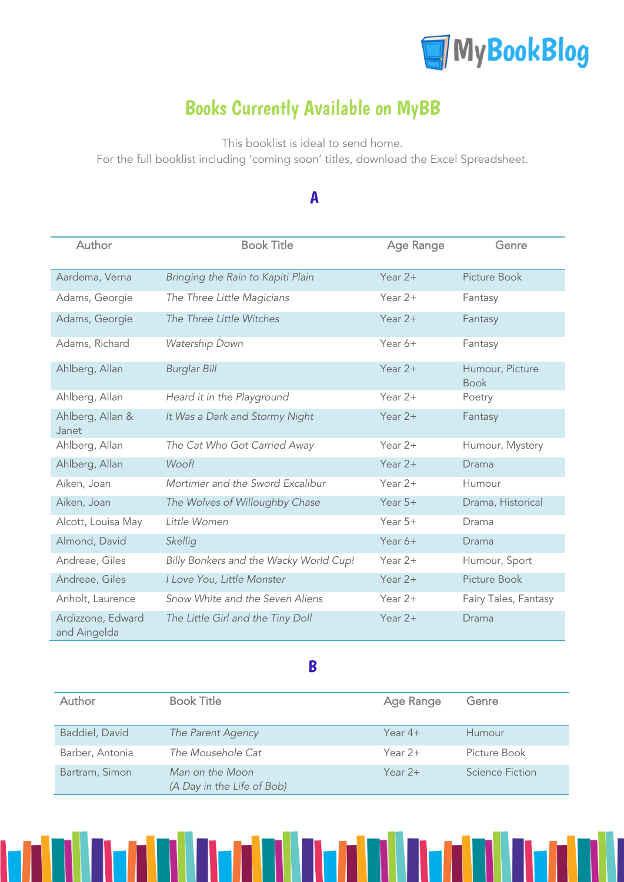# Books Currently Available on MyBB

This booklist is ideal to send home.
For the full booklist including 'coming soon' titles, download the Excel Spreadsheet.

## A

| Author | Book Title | Age Range | Genre |
|---|---|---|---|
| Aardema, Verna | *Bringing the Rain to Kapiti Plain* | Year 2+ | Picture Book |
| Adams, Georgie | *The Three Little Magicians* | Year 2+ | Fantasy |
| Adams, Georgie | *The Three Little Witches* | Year 2+ | Fantasy |
| Adams, Richard | *Watership Down* | Year 6+ | Fantasy |
| Ahlberg, Allan | *Burglar Bill* | Year 2+ | Humour, Picture Book |
| Ahlberg, Allan | *Heard it in the Playground* | Year 2+ | Poetry |
| Ahlberg, Allan & Janet | *It Was a Dark and Stormy Night* | Year 2+ | Fantasy |
| Ahlberg, Allan | *The Cat Who Got Carried Away* | Year 2+ | Humour, Mystery |
| Ahlberg, Allan | *Woof!* | Year 2+ | Drama |
| Aiken, Joan | *Mortimer and the Sword Excalibur* | Year 2+ | Humour |
| Aiken, Joan | *The Wolves of Willoughby Chase* | Year 5+ | Drama, Historical |
| Alcott, Louisa May | *Little Women* | Year 5+ | Drama |
| Almond, David | *Skellig* | Year 6+ | Drama |
| Andreae, Giles | *Billy Bonkers and the Wacky World Cup!* | Year 2+ | Humour, Sport |
| Andreae, Giles | *I Love You, Little Monster* | Year 2+ | Picture Book |
| Anholt, Laurence | *Snow White and the Seven Aliens* | Year 2+ | Fairy Tales, Fantasy |
| Ardizzone, Edward and Aingelda | *The Little Girl and the Tiny Doll* | Year 2+ | Drama |

## B

| Author | Book Title | Age Range | Genre |
|---|---|---|---|
| Baddiel, David | *The Parent Agency* | Year 4+ | Humour |
| Barber, Antonia | *The Mousehole Cat* | Year 2+ | Picture Book |
| Bartram, Simon | *Man on the Moon (A Day in the Life of Bob)* | Year 2+ | Science Fiction |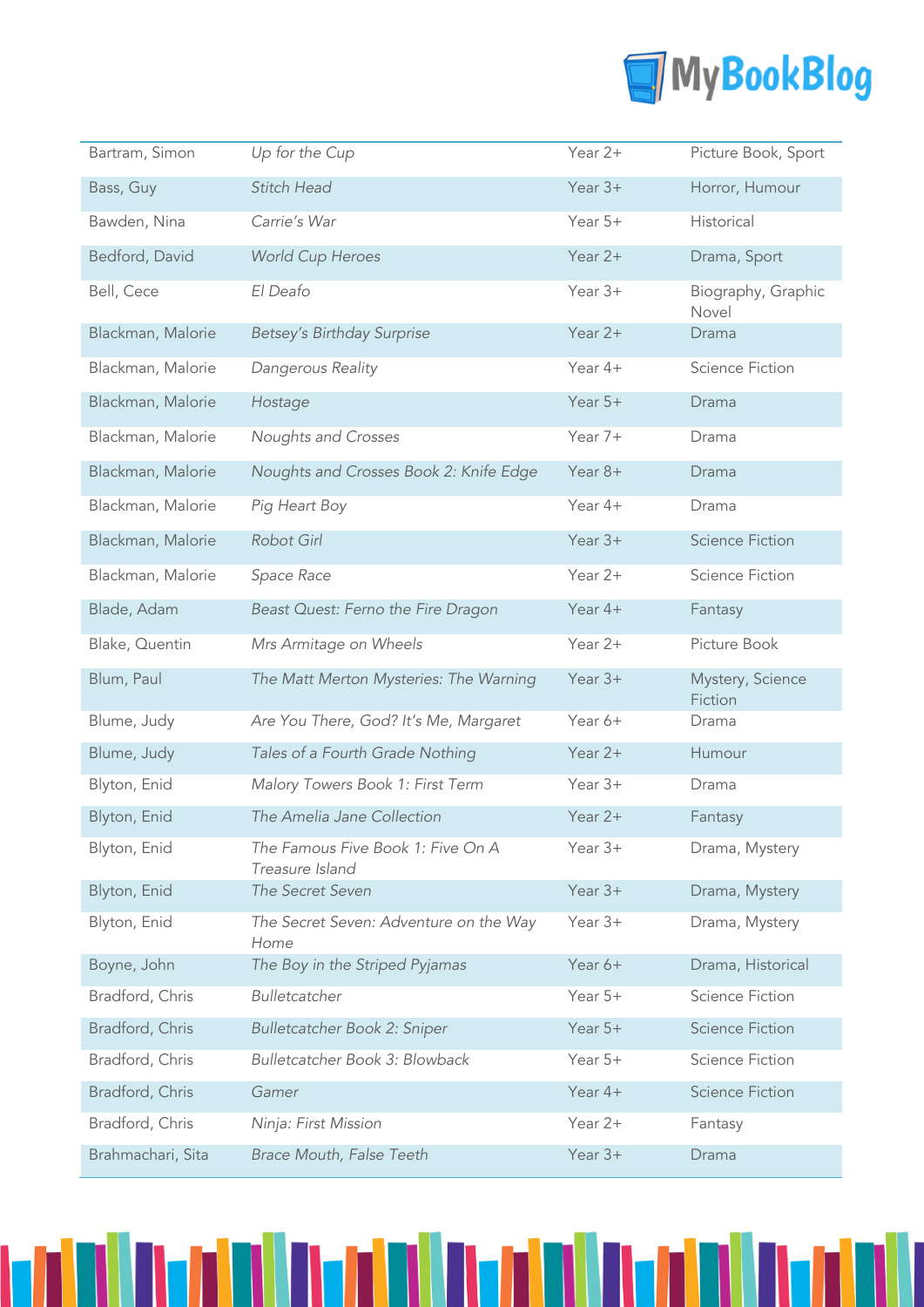| | | | |
|---|---|---|---|
| Bartram, Simon | *Up for the Cup* | Year 2+ | Picture Book, Sport |
| Bass, Guy | *Stitch Head* | Year 3+ | Horror, Humour |
| Bawden, Nina | *Carrie's War* | Year 5+ | Historical |
| Bedford, David | *World Cup Heroes* | Year 2+ | Drama, Sport |
| Bell, Cece | *El Deafo* | Year 3+ | Biography, Graphic Novel |
| Blackman, Malorie | *Betsey's Birthday Surprise* | Year 2+ | Drama |
| Blackman, Malorie | *Dangerous Reality* | Year 4+ | Science Fiction |
| Blackman, Malorie | *Hostage* | Year 5+ | Drama |
| Blackman, Malorie | *Noughts and Crosses* | Year 7+ | Drama |
| Blackman, Malorie | *Noughts and Crosses Book 2: Knife Edge* | Year 8+ | Drama |
| Blackman, Malorie | *Pig Heart Boy* | Year 4+ | Drama |
| Blackman, Malorie | *Robot Girl* | Year 3+ | Science Fiction |
| Blackman, Malorie | *Space Race* | Year 2+ | Science Fiction |
| Blade, Adam | *Beast Quest: Ferno the Fire Dragon* | Year 4+ | Fantasy |
| Blake, Quentin | *Mrs Armitage on Wheels* | Year 2+ | Picture Book |
| Blum, Paul | *The Matt Merton Mysteries: The Warning* | Year 3+ | Mystery, Science Fiction |
| Blume, Judy | *Are You There, God? It's Me, Margaret* | Year 6+ | Drama |
| Blume, Judy | *Tales of a Fourth Grade Nothing* | Year 2+ | Humour |
| Blyton, Enid | *Malory Towers Book 1: First Term* | Year 3+ | Drama |
| Blyton, Enid | *The Amelia Jane Collection* | Year 2+ | Fantasy |
| Blyton, Enid | *The Famous Five Book 1: Five On A Treasure Island* | Year 3+ | Drama, Mystery |
| Blyton, Enid | *The Secret Seven* | Year 3+ | Drama, Mystery |
| Blyton, Enid | *The Secret Seven: Adventure on the Way Home* | Year 3+ | Drama, Mystery |
| Boyne, John | *The Boy in the Striped Pyjamas* | Year 6+ | Drama, Historical |
| Bradford, Chris | *Bulletcatcher* | Year 5+ | Science Fiction |
| Bradford, Chris | *Bulletcatcher Book 2: Sniper* | Year 5+ | Science Fiction |
| Bradford, Chris | *Bulletcatcher Book 3: Blowback* | Year 5+ | Science Fiction |
| Bradford, Chris | *Gamer* | Year 4+ | Science Fiction |
| Bradford, Chris | *Ninja: First Mission* | Year 2+ | Fantasy |
| Brahmachari, Sita | *Brace Mouth, False Teeth* | Year 3+ | Drama |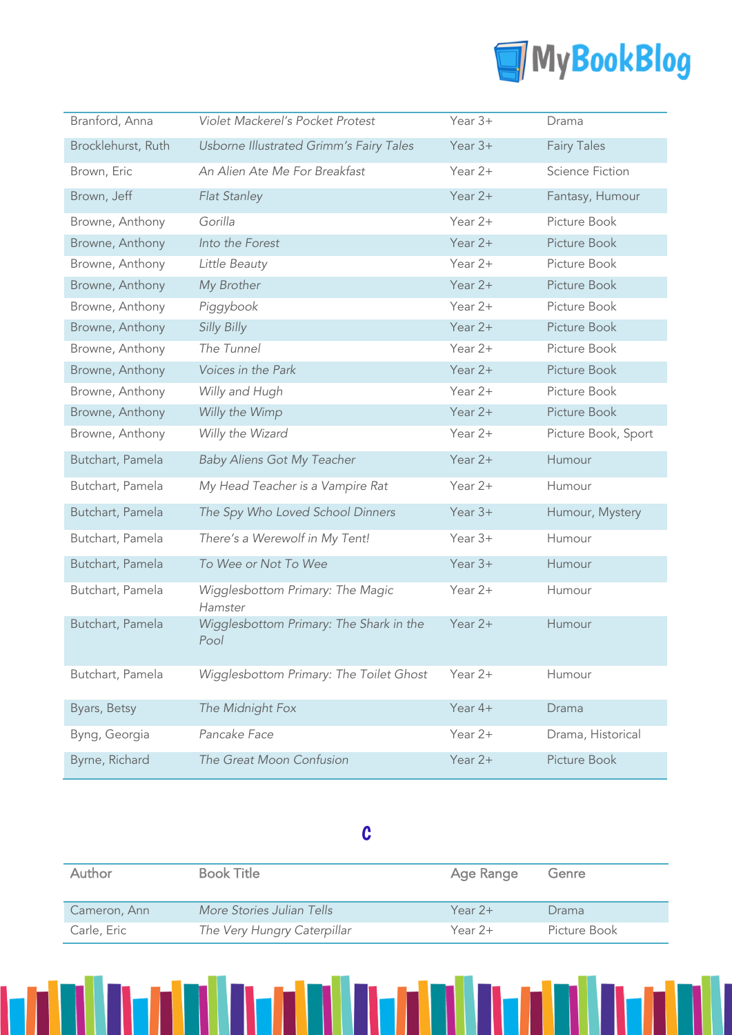| Author | Book Title | Age Range | Genre |
|---|---|---|---|
| Branford, Anna | *Violet Mackerel's Pocket Protest* | Year 3+ | Drama |
| Brocklehurst, Ruth | *Usborne Illustrated Grimm's Fairy Tales* | Year 3+ | Fairy Tales |
| Brown, Eric | *An Alien Ate Me For Breakfast* | Year 2+ | Science Fiction |
| Brown, Jeff | *Flat Stanley* | Year 2+ | Fantasy, Humour |
| Browne, Anthony | *Gorilla* | Year 2+ | Picture Book |
| Browne, Anthony | *Into the Forest* | Year 2+ | Picture Book |
| Browne, Anthony | *Little Beauty* | Year 2+ | Picture Book |
| Browne, Anthony | *My Brother* | Year 2+ | Picture Book |
| Browne, Anthony | *Piggybook* | Year 2+ | Picture Book |
| Browne, Anthony | *Silly Billy* | Year 2+ | Picture Book |
| Browne, Anthony | *The Tunnel* | Year 2+ | Picture Book |
| Browne, Anthony | *Voices in the Park* | Year 2+ | Picture Book |
| Browne, Anthony | *Willy and Hugh* | Year 2+ | Picture Book |
| Browne, Anthony | *Willy the Wimp* | Year 2+ | Picture Book |
| Browne, Anthony | *Willy the Wizard* | Year 2+ | Picture Book, Sport |
| Butchart, Pamela | *Baby Aliens Got My Teacher* | Year 2+ | Humour |
| Butchart, Pamela | *My Head Teacher is a Vampire Rat* | Year 2+ | Humour |
| Butchart, Pamela | *The Spy Who Loved School Dinners* | Year 3+ | Humour, Mystery |
| Butchart, Pamela | *There's a Werewolf in My Tent!* | Year 3+ | Humour |
| Butchart, Pamela | *To Wee or Not To Wee* | Year 3+ | Humour |
| Butchart, Pamela | *Wigglesbottom Primary: The Magic Hamster* | Year 2+ | Humour |
| Butchart, Pamela | *Wigglesbottom Primary: The Shark in the Pool* | Year 2+ | Humour |
| Butchart, Pamela | *Wigglesbottom Primary: The Toilet Ghost* | Year 2+ | Humour |
| Byars, Betsy | *The Midnight Fox* | Year 4+ | Drama |
| Byng, Georgia | *Pancake Face* | Year 2+ | Drama, Historical |
| Byrne, Richard | *The Great Moon Confusion* | Year 2+ | Picture Book |

## C

| Author | Book Title | Age Range | Genre |
|---|---|---|---|
| Cameron, Ann | *More Stories Julian Tells* | Year 2+ | Drama |
| Carle, Eric | *The Very Hungry Caterpillar* | Year 2+ | Picture Book |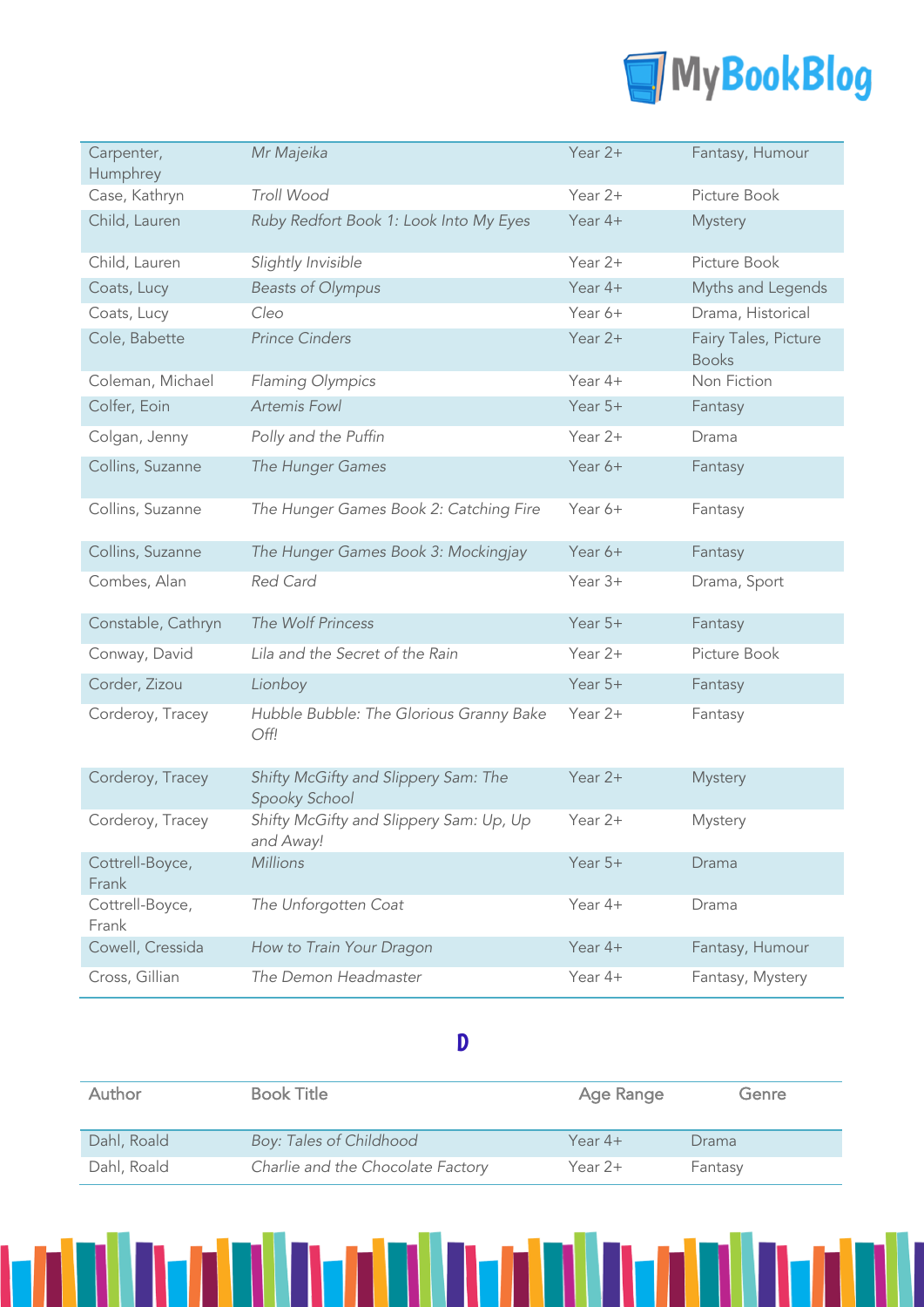| | | | |
|---|---|---|---|
| Carpenter, Humphrey | *Mr Majeika* | Year 2+ | Fantasy, Humour |
| Case, Kathryn | *Troll Wood* | Year 2+ | Picture Book |
| Child, Lauren | *Ruby Redfort Book 1: Look Into My Eyes* | Year 4+ | Mystery |
| Child, Lauren | *Slightly Invisible* | Year 2+ | Picture Book |
| Coats, Lucy | *Beasts of Olympus* | Year 4+ | Myths and Legends |
| Coats, Lucy | *Cleo* | Year 6+ | Drama, Historical |
| Cole, Babette | *Prince Cinders* | Year 2+ | Fairy Tales, Picture Books |
| Coleman, Michael | *Flaming Olympics* | Year 4+ | Non Fiction |
| Colfer, Eoin | *Artemis Fowl* | Year 5+ | Fantasy |
| Colgan, Jenny | *Polly and the Puffin* | Year 2+ | Drama |
| Collins, Suzanne | *The Hunger Games* | Year 6+ | Fantasy |
| Collins, Suzanne | *The Hunger Games Book 2: Catching Fire* | Year 6+ | Fantasy |
| Collins, Suzanne | *The Hunger Games Book 3: Mockingjay* | Year 6+ | Fantasy |
| Combes, Alan | *Red Card* | Year 3+ | Drama, Sport |
| Constable, Cathryn | *The Wolf Princess* | Year 5+ | Fantasy |
| Conway, David | *Lila and the Secret of the Rain* | Year 2+ | Picture Book |
| Corder, Zizou | *Lionboy* | Year 5+ | Fantasy |
| Corderoy, Tracey | *Hubble Bubble: The Glorious Granny Bake Off!* | Year 2+ | Fantasy |
| Corderoy, Tracey | *Shifty McGifty and Slippery Sam: The Spooky School* | Year 2+ | Mystery |
| Corderoy, Tracey | *Shifty McGifty and Slippery Sam: Up, Up and Away!* | Year 2+ | Mystery |
| Cottrell-Boyce, Frank | *Millions* | Year 5+ | Drama |
| Cottrell-Boyce, Frank | *The Unforgotten Coat* | Year 4+ | Drama |
| Cowell, Cressida | *How to Train Your Dragon* | Year 4+ | Fantasy, Humour |
| Cross, Gillian | *The Demon Headmaster* | Year 4+ | Fantasy, Mystery |

## D

| Author | Book Title | Age Range | Genre |
|---|---|---|---|
| Dahl, Roald | *Boy: Tales of Childhood* | Year 4+ | Drama |
| Dahl, Roald | *Charlie and the Chocolate Factory* | Year 2+ | Fantasy |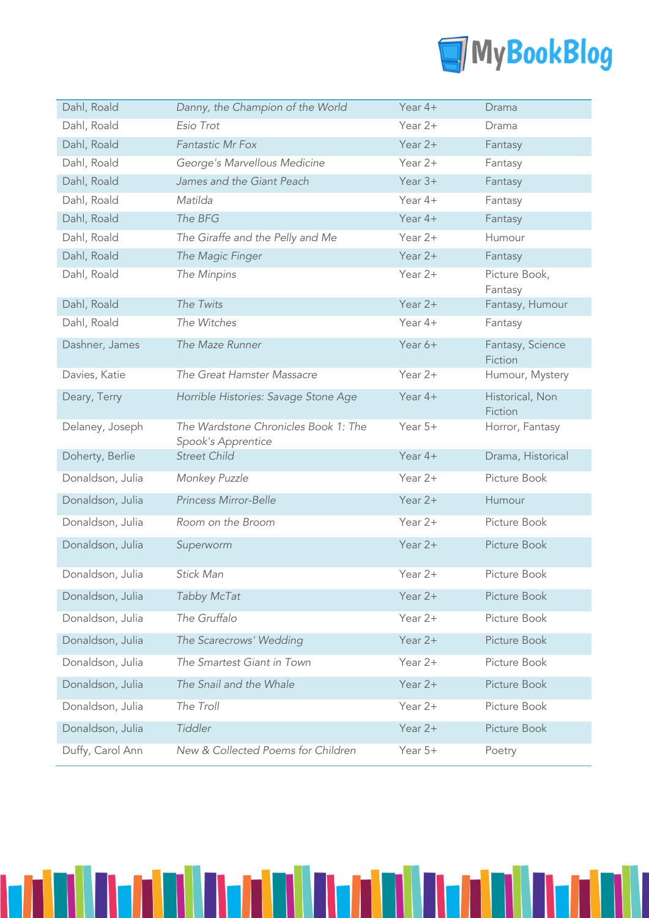| Dahl, Roald | *Danny, the Champion of the World* | Year 4+ | Drama |
|---|---|---|---|
| Dahl, Roald | *Esio Trot* | Year 2+ | Drama |
| Dahl, Roald | *Fantastic Mr Fox* | Year 2+ | Fantasy |
| Dahl, Roald | *George's Marvellous Medicine* | Year 2+ | Fantasy |
| Dahl, Roald | *James and the Giant Peach* | Year 3+ | Fantasy |
| Dahl, Roald | *Matilda* | Year 4+ | Fantasy |
| Dahl, Roald | *The BFG* | Year 4+ | Fantasy |
| Dahl, Roald | *The Giraffe and the Pelly and Me* | Year 2+ | Humour |
| Dahl, Roald | *The Magic Finger* | Year 2+ | Fantasy |
| Dahl, Roald | *The Minpins* | Year 2+ | Picture Book, Fantasy |
| Dahl, Roald | *The Twits* | Year 2+ | Fantasy, Humour |
| Dahl, Roald | *The Witches* | Year 4+ | Fantasy |
| Dashner, James | *The Maze Runner* | Year 6+ | Fantasy, Science Fiction |
| Davies, Katie | *The Great Hamster Massacre* | Year 2+ | Humour, Mystery |
| Deary, Terry | *Horrible Histories: Savage Stone Age* | Year 4+ | Historical, Non Fiction |
| Delaney, Joseph | *The Wardstone Chronicles Book 1: The Spook's Apprentice* | Year 5+ | Horror, Fantasy |
| Doherty, Berlie | *Street Child* | Year 4+ | Drama, Historical |
| Donaldson, Julia | *Monkey Puzzle* | Year 2+ | Picture Book |
| Donaldson, Julia | *Princess Mirror-Belle* | Year 2+ | Humour |
| Donaldson, Julia | *Room on the Broom* | Year 2+ | Picture Book |
| Donaldson, Julia | *Superworm* | Year 2+ | Picture Book |
| Donaldson, Julia | *Stick Man* | Year 2+ | Picture Book |
| Donaldson, Julia | *Tabby McTat* | Year 2+ | Picture Book |
| Donaldson, Julia | *The Gruffalo* | Year 2+ | Picture Book |
| Donaldson, Julia | *The Scarecrows' Wedding* | Year 2+ | Picture Book |
| Donaldson, Julia | *The Smartest Giant in Town* | Year 2+ | Picture Book |
| Donaldson, Julia | *The Snail and the Whale* | Year 2+ | Picture Book |
| Donaldson, Julia | *The Troll* | Year 2+ | Picture Book |
| Donaldson, Julia | *Tiddler* | Year 2+ | Picture Book |
| Duffy, Carol Ann | *New & Collected Poems for Children* | Year 5+ | Poetry |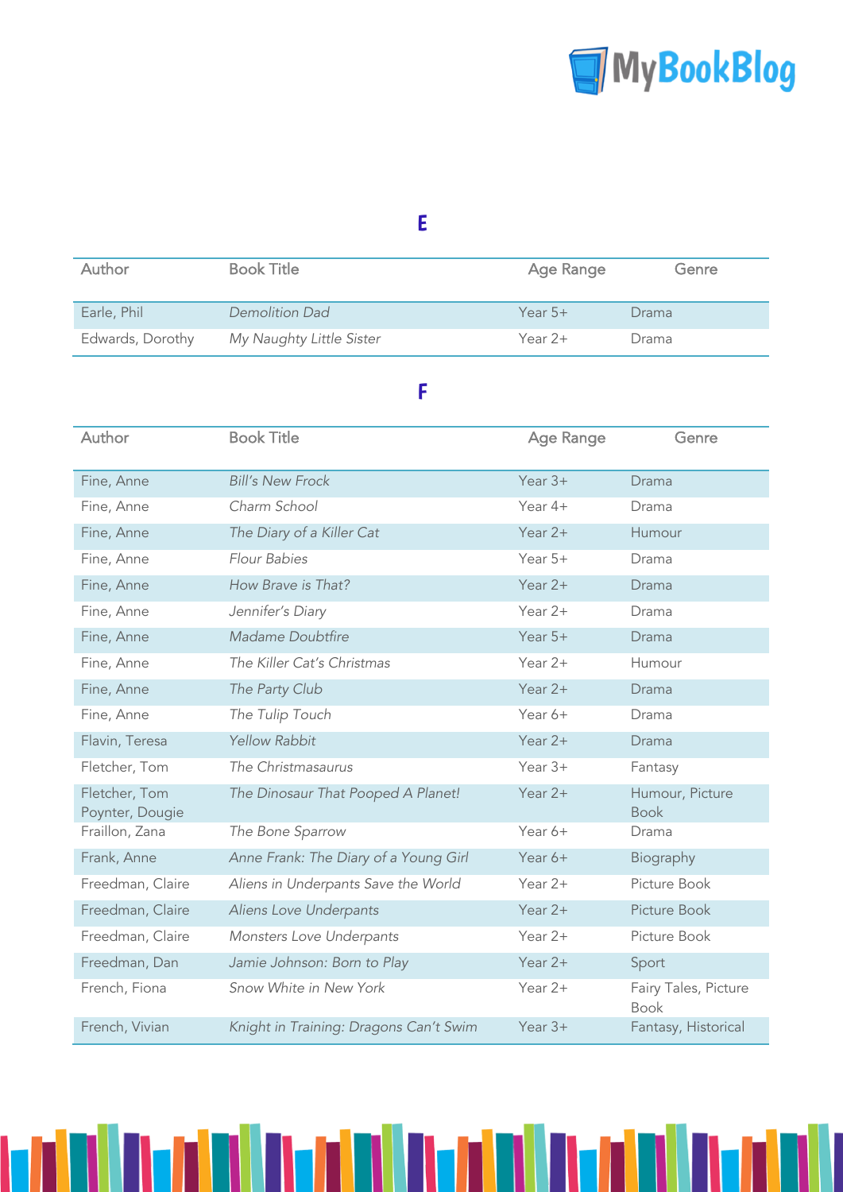# E

| Author | Book Title | Age Range | Genre |
|---|---|---|---|
| Earle, Phil | *Demolition Dad* | Year 5+ | Drama |
| Edwards, Dorothy | *My Naughty Little Sister* | Year 2+ | Drama |

# F

| Author | Book Title | Age Range | Genre |
|---|---|---|---|
| Fine, Anne | *Bill's New Frock* | Year 3+ | Drama |
| Fine, Anne | *Charm School* | Year 4+ | Drama |
| Fine, Anne | *The Diary of a Killer Cat* | Year 2+ | Humour |
| Fine, Anne | *Flour Babies* | Year 5+ | Drama |
| Fine, Anne | *How Brave is That?* | Year 2+ | Drama |
| Fine, Anne | *Jennifer's Diary* | Year 2+ | Drama |
| Fine, Anne | *Madame Doubtfire* | Year 5+ | Drama |
| Fine, Anne | *The Killer Cat's Christmas* | Year 2+ | Humour |
| Fine, Anne | *The Party Club* | Year 2+ | Drama |
| Fine, Anne | *The Tulip Touch* | Year 6+ | Drama |
| Flavin, Teresa | *Yellow Rabbit* | Year 2+ | Drama |
| Fletcher, Tom | *The Christmasaurus* | Year 3+ | Fantasy |
| Fletcher, Tom Poynter, Dougie | *The Dinosaur That Pooped A Planet!* | Year 2+ | Humour, Picture Book |
| Fraillon, Zana | *The Bone Sparrow* | Year 6+ | Drama |
| Frank, Anne | *Anne Frank: The Diary of a Young Girl* | Year 6+ | Biography |
| Freedman, Claire | *Aliens in Underpants Save the World* | Year 2+ | Picture Book |
| Freedman, Claire | *Aliens Love Underpants* | Year 2+ | Picture Book |
| Freedman, Claire | *Monsters Love Underpants* | Year 2+ | Picture Book |
| Freedman, Dan | *Jamie Johnson: Born to Play* | Year 2+ | Sport |
| French, Fiona | *Snow White in New York* | Year 2+ | Fairy Tales, Picture Book |
| French, Vivian | *Knight in Training: Dragons Can't Swim* | Year 3+ | Fantasy, Historical |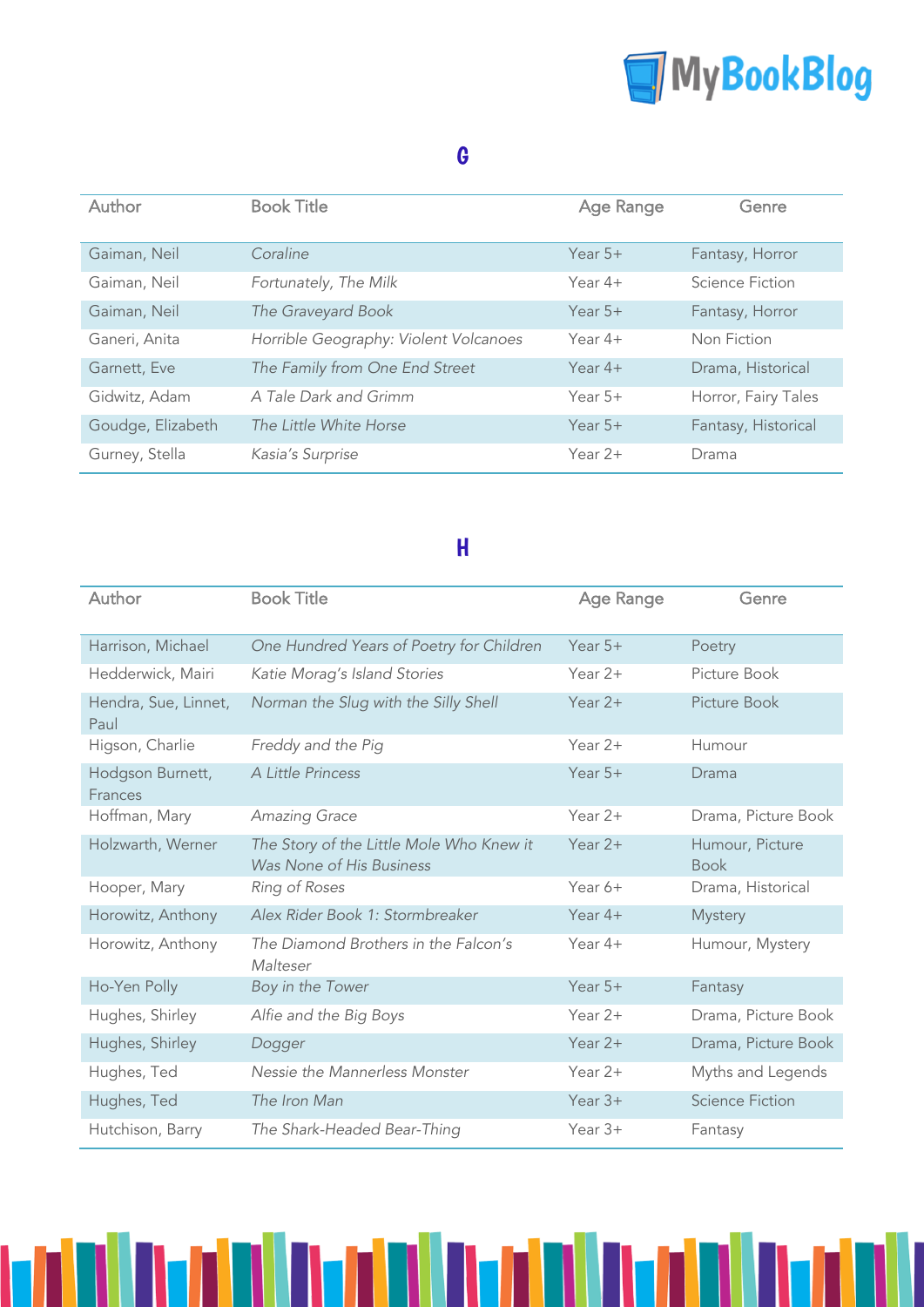## G

| Author | Book Title | Age Range | Genre |
|---|---|---|---|
| Gaiman, Neil | *Coraline* | Year 5+ | Fantasy, Horror |
| Gaiman, Neil | *Fortunately, The Milk* | Year 4+ | Science Fiction |
| Gaiman, Neil | *The Graveyard Book* | Year 5+ | Fantasy, Horror |
| Ganeri, Anita | *Horrible Geography: Violent Volcanoes* | Year 4+ | Non Fiction |
| Garnett, Eve | *The Family from One End Street* | Year 4+ | Drama, Historical |
| Gidwitz, Adam | *A Tale Dark and Grimm* | Year 5+ | Horror, Fairy Tales |
| Goudge, Elizabeth | *The Little White Horse* | Year 5+ | Fantasy, Historical |
| Gurney, Stella | *Kasia's Surprise* | Year 2+ | Drama |

## H

| Author | Book Title | Age Range | Genre |
|---|---|---|---|
| Harrison, Michael | *One Hundred Years of Poetry for Children* | Year 5+ | Poetry |
| Hedderwick, Mairi | *Katie Morag's Island Stories* | Year 2+ | Picture Book |
| Hendra, Sue, Linnet, Paul | *Norman the Slug with the Silly Shell* | Year 2+ | Picture Book |
| Higson, Charlie | *Freddy and the Pig* | Year 2+ | Humour |
| Hodgson Burnett, Frances | *A Little Princess* | Year 5+ | Drama |
| Hoffman, Mary | *Amazing Grace* | Year 2+ | Drama, Picture Book |
| Holzwarth, Werner | *The Story of the Little Mole Who Knew it Was None of His Business* | Year 2+ | Humour, Picture Book |
| Hooper, Mary | *Ring of Roses* | Year 6+ | Drama, Historical |
| Horowitz, Anthony | *Alex Rider Book 1: Stormbreaker* | Year 4+ | Mystery |
| Horowitz, Anthony | *The Diamond Brothers in the Falcon's Malteser* | Year 4+ | Humour, Mystery |
| Ho-Yen Polly | *Boy in the Tower* | Year 5+ | Fantasy |
| Hughes, Shirley | *Alfie and the Big Boys* | Year 2+ | Drama, Picture Book |
| Hughes, Shirley | *Dogger* | Year 2+ | Drama, Picture Book |
| Hughes, Ted | *Nessie the Mannerless Monster* | Year 2+ | Myths and Legends |
| Hughes, Ted | *The Iron Man* | Year 3+ | Science Fiction |
| Hutchison, Barry | *The Shark-Headed Bear-Thing* | Year 3+ | Fantasy |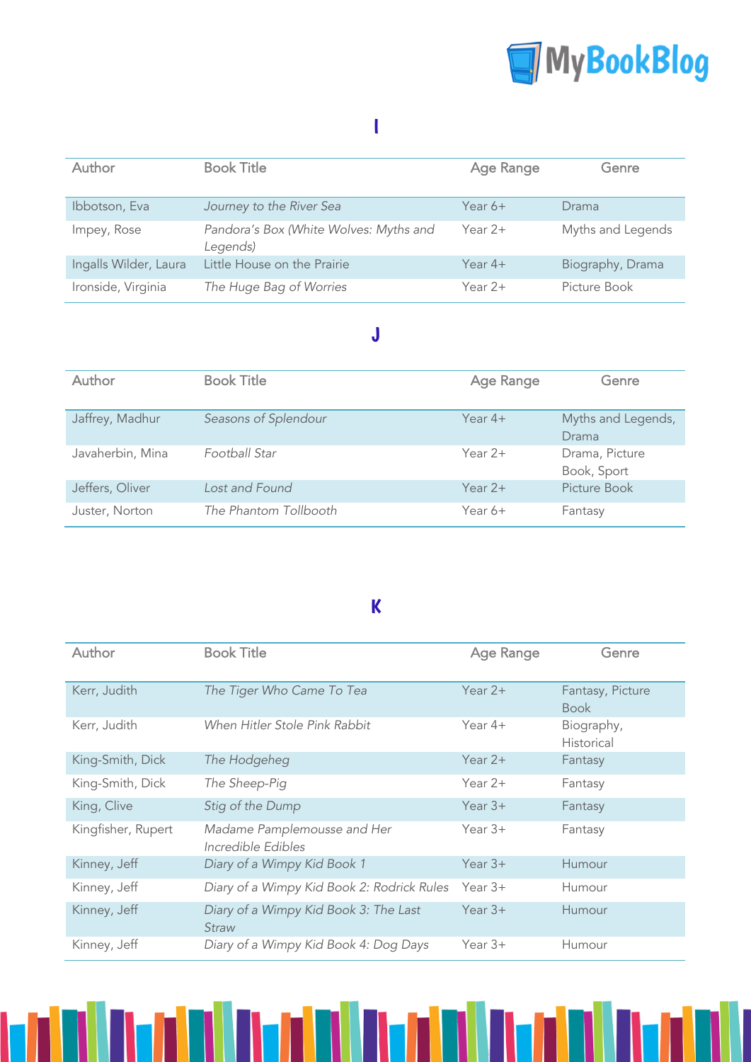## I

| Author | Book Title | Age Range | Genre |
|---|---|---|---|
| Ibbotson, Eva | *Journey to the River Sea* | Year 6+ | Drama |
| Impey, Rose | *Pandora's Box (White Wolves: Myths and Legends)* | Year 2+ | Myths and Legends |
| Ingalls Wilder, Laura | Little House on the Prairie | Year 4+ | Biography, Drama |
| Ironside, Virginia | *The Huge Bag of Worries* | Year 2+ | Picture Book |

## J

| Author | Book Title | Age Range | Genre |
|---|---|---|---|
| Jaffrey, Madhur | *Seasons of Splendour* | Year 4+ | Myths and Legends, Drama |
| Javaherbin, Mina | *Football Star* | Year 2+ | Drama, Picture Book, Sport |
| Jeffers, Oliver | *Lost and Found* | Year 2+ | Picture Book |
| Juster, Norton | *The Phantom Tollbooth* | Year 6+ | Fantasy |

## K

| Author | Book Title | Age Range | Genre |
|---|---|---|---|
| Kerr, Judith | *The Tiger Who Came To Tea* | Year 2+ | Fantasy, Picture Book |
| Kerr, Judith | *When Hitler Stole Pink Rabbit* | Year 4+ | Biography, Historical |
| King-Smith, Dick | *The Hodgeheg* | Year 2+ | Fantasy |
| King-Smith, Dick | *The Sheep-Pig* | Year 2+ | Fantasy |
| King, Clive | *Stig of the Dump* | Year 3+ | Fantasy |
| Kingfisher, Rupert | *Madame Pamplemousse and Her Incredible Edibles* | Year 3+ | Fantasy |
| Kinney, Jeff | *Diary of a Wimpy Kid Book 1* | Year 3+ | Humour |
| Kinney, Jeff | *Diary of a Wimpy Kid Book 2: Rodrick Rules* | Year 3+ | Humour |
| Kinney, Jeff | *Diary of a Wimpy Kid Book 3: The Last Straw* | Year 3+ | Humour |
| Kinney, Jeff | *Diary of a Wimpy Kid Book 4: Dog Days* | Year 3+ | Humour |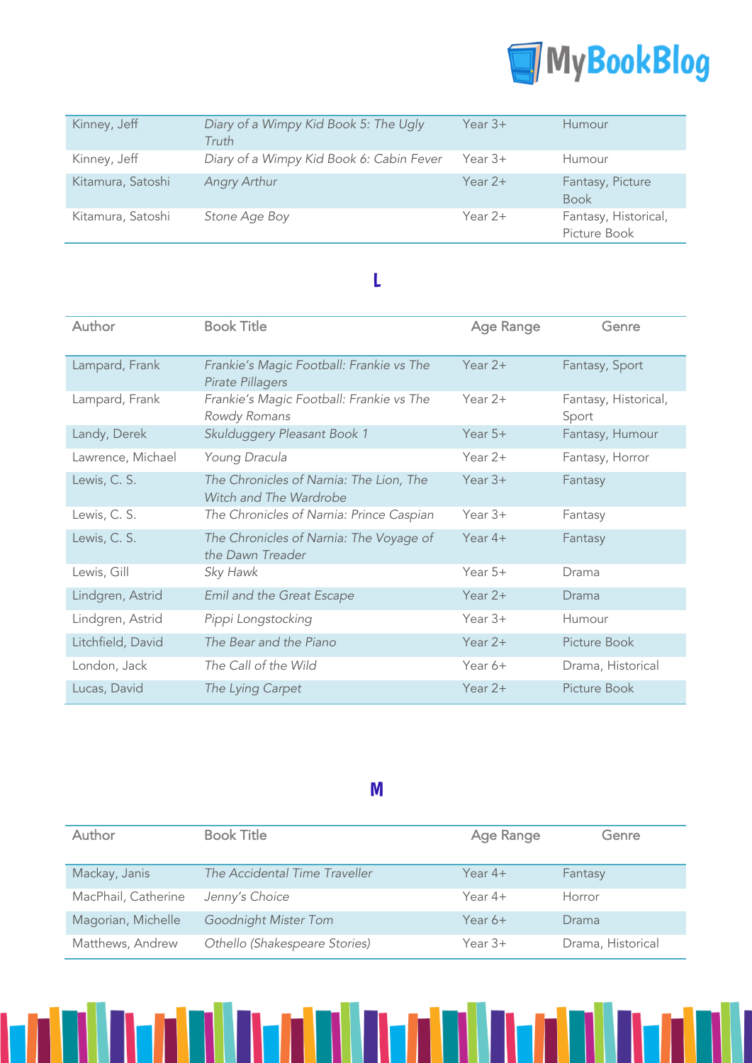| | | | |
|---|---|---|---|
| Kinney, Jeff | *Diary of a Wimpy Kid Book 5: The Ugly Truth* | Year 3+ | Humour |
| Kinney, Jeff | *Diary of a Wimpy Kid Book 6: Cabin Fever* | Year 3+ | Humour |
| Kitamura, Satoshi | *Angry Arthur* | Year 2+ | Fantasy, Picture Book |
| Kitamura, Satoshi | *Stone Age Boy* | Year 2+ | Fantasy, Historical, Picture Book |

## L

| Author | Book Title | Age Range | Genre |
|---|---|---|---|
| Lampard, Frank | *Frankie's Magic Football: Frankie vs The Pirate Pillagers* | Year 2+ | Fantasy, Sport |
| Lampard, Frank | *Frankie's Magic Football: Frankie vs The Rowdy Romans* | Year 2+ | Fantasy, Historical, Sport |
| Landy, Derek | *Skulduggery Pleasant Book 1* | Year 5+ | Fantasy, Humour |
| Lawrence, Michael | *Young Dracula* | Year 2+ | Fantasy, Horror |
| Lewis, C. S. | *The Chronicles of Narnia: The Lion, The Witch and The Wardrobe* | Year 3+ | Fantasy |
| Lewis, C. S. | *The Chronicles of Narnia: Prince Caspian* | Year 3+ | Fantasy |
| Lewis, C. S. | *The Chronicles of Narnia: The Voyage of the Dawn Treader* | Year 4+ | Fantasy |
| Lewis, Gill | *Sky Hawk* | Year 5+ | Drama |
| Lindgren, Astrid | *Emil and the Great Escape* | Year 2+ | Drama |
| Lindgren, Astrid | *Pippi Longstocking* | Year 3+ | Humour |
| Litchfield, David | *The Bear and the Piano* | Year 2+ | Picture Book |
| London, Jack | *The Call of the Wild* | Year 6+ | Drama, Historical |
| Lucas, David | *The Lying Carpet* | Year 2+ | Picture Book |

## M

| Author | Book Title | Age Range | Genre |
|---|---|---|---|
| Mackay, Janis | *The Accidental Time Traveller* | Year 4+ | Fantasy |
| MacPhail, Catherine | *Jenny's Choice* | Year 4+ | Horror |
| Magorian, Michelle | *Goodnight Mister Tom* | Year 6+ | Drama |
| Matthews, Andrew | *Othello (Shakespeare Stories)* | Year 3+ | Drama, Historical |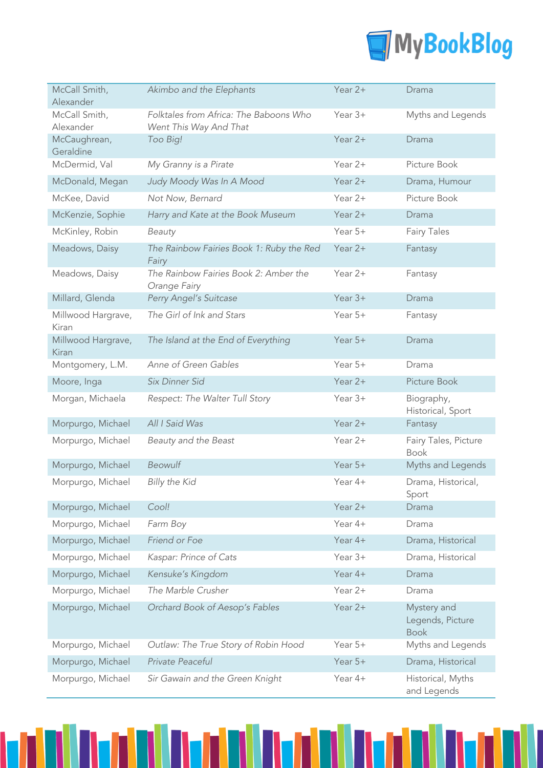| McCall Smith, Alexander | *Akimbo and the Elephants* | Year 2+ | Drama |
|---|---|---|---|
| McCall Smith, Alexander | *Folktales from Africa: The Baboons Who Went This Way And That* | Year 3+ | Myths and Legends |
| McCaughrean, Geraldine | *Too Big!* | Year 2+ | Drama |
| McDermid, Val | *My Granny is a Pirate* | Year 2+ | Picture Book |
| McDonald, Megan | *Judy Moody Was In A Mood* | Year 2+ | Drama, Humour |
| McKee, David | *Not Now, Bernard* | Year 2+ | Picture Book |
| McKenzie, Sophie | *Harry and Kate at the Book Museum* | Year 2+ | Drama |
| McKinley, Robin | *Beauty* | Year 5+ | Fairy Tales |
| Meadows, Daisy | *The Rainbow Fairies Book 1: Ruby the Red Fairy* | Year 2+ | Fantasy |
| Meadows, Daisy | *The Rainbow Fairies Book 2: Amber the Orange Fairy* | Year 2+ | Fantasy |
| Millard, Glenda | *Perry Angel's Suitcase* | Year 3+ | Drama |
| Millwood Hargrave, Kiran | *The Girl of Ink and Stars* | Year 5+ | Fantasy |
| Millwood Hargrave, Kiran | *The Island at the End of Everything* | Year 5+ | Drama |
| Montgomery, L.M. | *Anne of Green Gables* | Year 5+ | Drama |
| Moore, Inga | *Six Dinner Sid* | Year 2+ | Picture Book |
| Morgan, Michaela | *Respect: The Walter Tull Story* | Year 3+ | Biography, Historical, Sport |
| Morpurgo, Michael | *All I Said Was* | Year 2+ | Fantasy |
| Morpurgo, Michael | *Beauty and the Beast* | Year 2+ | Fairy Tales, Picture Book |
| Morpurgo, Michael | *Beowulf* | Year 5+ | Myths and Legends |
| Morpurgo, Michael | *Billy the Kid* | Year 4+ | Drama, Historical, Sport |
| Morpurgo, Michael | *Cool!* | Year 2+ | Drama |
| Morpurgo, Michael | *Farm Boy* | Year 4+ | Drama |
| Morpurgo, Michael | *Friend or Foe* | Year 4+ | Drama, Historical |
| Morpurgo, Michael | *Kaspar: Prince of Cats* | Year 3+ | Drama, Historical |
| Morpurgo, Michael | *Kensuke's Kingdom* | Year 4+ | Drama |
| Morpurgo, Michael | *The Marble Crusher* | Year 2+ | Drama |
| Morpurgo, Michael | *Orchard Book of Aesop's Fables* | Year 2+ | Mystery and Legends, Picture Book |
| Morpurgo, Michael | *Outlaw: The True Story of Robin Hood* | Year 5+ | Myths and Legends |
| Morpurgo, Michael | *Private Peaceful* | Year 5+ | Drama, Historical |
| Morpurgo, Michael | *Sir Gawain and the Green Knight* | Year 4+ | Historical, Myths and Legends |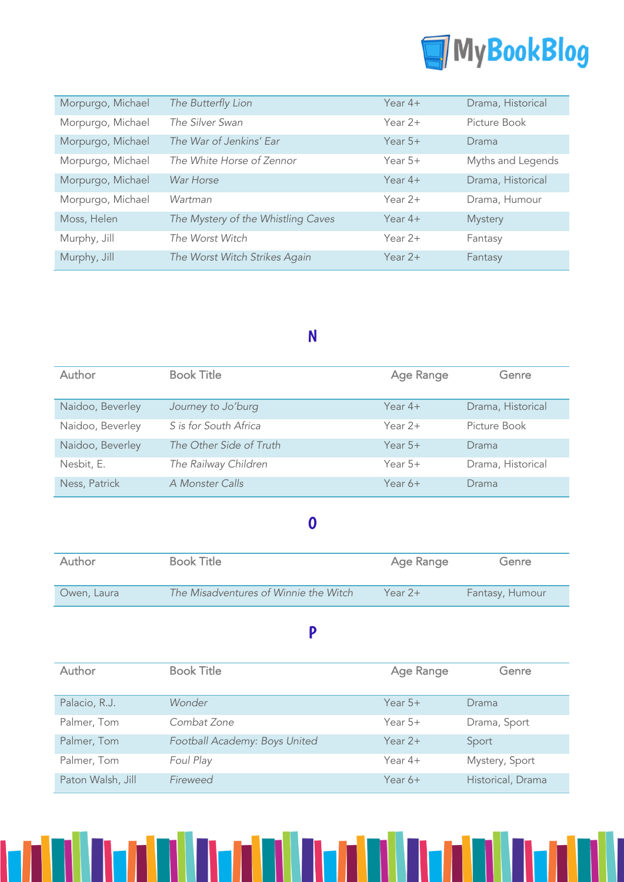| Morpurgo, Michael | *The Butterfly Lion* | Year 4+ | Drama, Historical |
|---|---|---|---|
| Morpurgo, Michael | *The Silver Swan* | Year 2+ | Picture Book |
| Morpurgo, Michael | *The War of Jenkins' Ear* | Year 5+ | Drama |
| Morpurgo, Michael | *The White Horse of Zennor* | Year 5+ | Myths and Legends |
| Morpurgo, Michael | *War Horse* | Year 4+ | Drama, Historical |
| Morpurgo, Michael | *Wartman* | Year 2+ | Drama, Humour |
| Moss, Helen | *The Mystery of the Whistling Caves* | Year 4+ | Mystery |
| Murphy, Jill | *The Worst Witch* | Year 2+ | Fantasy |
| Murphy, Jill | *The Worst Witch Strikes Again* | Year 2+ | Fantasy |

## N

| Author | Book Title | Age Range | Genre |
|---|---|---|---|
| Naidoo, Beverley | *Journey to Jo'burg* | Year 4+ | Drama, Historical |
| Naidoo, Beverley | *S is for South Africa* | Year 2+ | Picture Book |
| Naidoo, Beverley | *The Other Side of Truth* | Year 5+ | Drama |
| Nesbit, E. | *The Railway Children* | Year 5+ | Drama, Historical |
| Ness, Patrick | *A Monster Calls* | Year 6+ | Drama |

## O

| Author | Book Title | Age Range | Genre |
|---|---|---|---|
| Owen, Laura | *The Misadventures of Winnie the Witch* | Year 2+ | Fantasy, Humour |

## P

| Author | Book Title | Age Range | Genre |
|---|---|---|---|
| Palacio, R.J. | *Wonder* | Year 5+ | Drama |
| Palmer, Tom | *Combat Zone* | Year 5+ | Drama, Sport |
| Palmer, Tom | *Football Academy: Boys United* | Year 2+ | Sport |
| Palmer, Tom | *Foul Play* | Year 4+ | Mystery, Sport |
| Paton Walsh, Jill | *Fireweed* | Year 6+ | Historical, Drama |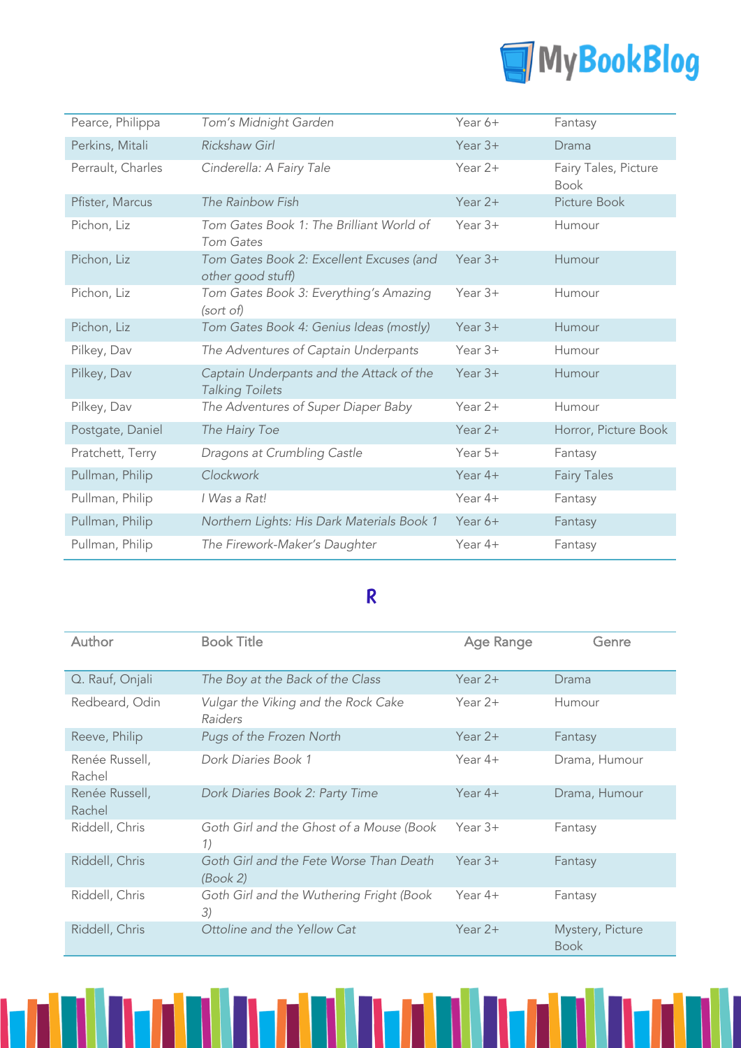| Author | Book Title | Age Range | Genre |
| --- | --- | --- | --- |
| Pearce, Philippa | *Tom's Midnight Garden* | Year 6+ | Fantasy |
| Perkins, Mitali | *Rickshaw Girl* | Year 3+ | Drama |
| Perrault, Charles | *Cinderella: A Fairy Tale* | Year 2+ | Fairy Tales, Picture Book |
| Pfister, Marcus | *The Rainbow Fish* | Year 2+ | Picture Book |
| Pichon, Liz | *Tom Gates Book 1: The Brilliant World of Tom Gates* | Year 3+ | Humour |
| Pichon, Liz | *Tom Gates Book 2: Excellent Excuses (and other good stuff)* | Year 3+ | Humour |
| Pichon, Liz | *Tom Gates Book 3: Everything's Amazing (sort of)* | Year 3+ | Humour |
| Pichon, Liz | *Tom Gates Book 4: Genius Ideas (mostly)* | Year 3+ | Humour |
| Pilkey, Dav | *The Adventures of Captain Underpants* | Year 3+ | Humour |
| Pilkey, Dav | *Captain Underpants and the Attack of the Talking Toilets* | Year 3+ | Humour |
| Pilkey, Dav | *The Adventures of Super Diaper Baby* | Year 2+ | Humour |
| Postgate, Daniel | *The Hairy Toe* | Year 2+ | Horror, Picture Book |
| Pratchett, Terry | *Dragons at Crumbling Castle* | Year 5+ | Fantasy |
| Pullman, Philip | *Clockwork* | Year 4+ | Fairy Tales |
| Pullman, Philip | *I Was a Rat!* | Year 4+ | Fantasy |
| Pullman, Philip | *Northern Lights: His Dark Materials Book 1* | Year 6+ | Fantasy |
| Pullman, Philip | *The Firework-Maker's Daughter* | Year 4+ | Fantasy |

## R

| Author | Book Title | Age Range | Genre |
| --- | --- | --- | --- |
| Q. Rauf, Onjali | *The Boy at the Back of the Class* | Year 2+ | Drama |
| Redbeard, Odin | *Vulgar the Viking and the Rock Cake Raiders* | Year 2+ | Humour |
| Reeve, Philip | *Pugs of the Frozen North* | Year 2+ | Fantasy |
| Renée Russell, Rachel | *Dork Diaries Book 1* | Year 4+ | Drama, Humour |
| Renée Russell, Rachel | *Dork Diaries Book 2: Party Time* | Year 4+ | Drama, Humour |
| Riddell, Chris | *Goth Girl and the Ghost of a Mouse (Book 1)* | Year 3+ | Fantasy |
| Riddell, Chris | *Goth Girl and the Fete Worse Than Death (Book 2)* | Year 3+ | Fantasy |
| Riddell, Chris | *Goth Girl and the Wuthering Fright (Book 3)* | Year 4+ | Fantasy |
| Riddell, Chris | *Ottoline and the Yellow Cat* | Year 2+ | Mystery, Picture Book |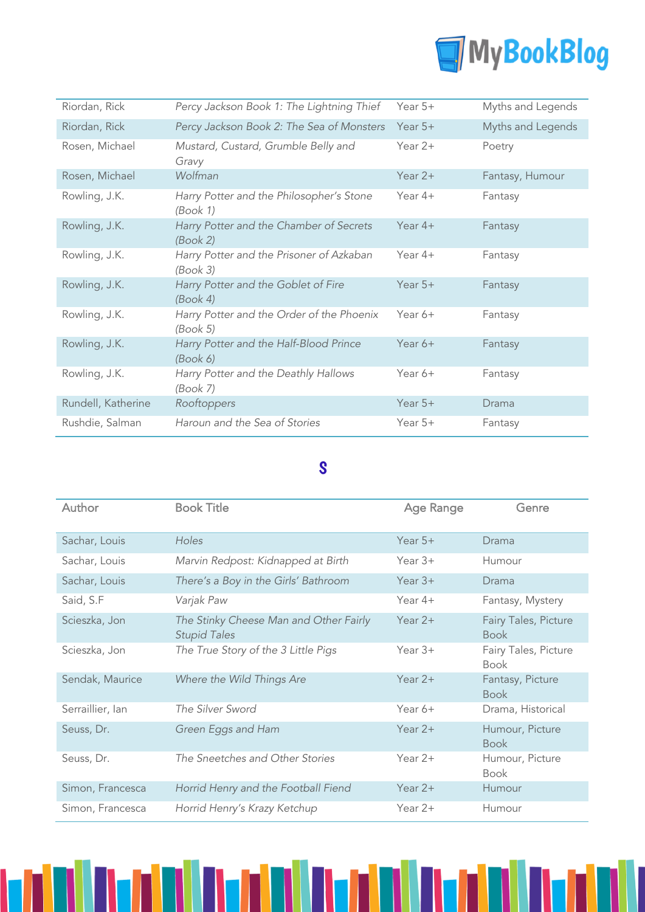| | | | |
|---|---|---|---|
| Riordan, Rick | *Percy Jackson Book 1: The Lightning Thief* | Year 5+ | Myths and Legends |
| Riordan, Rick | *Percy Jackson Book 2: The Sea of Monsters* | Year 5+ | Myths and Legends |
| Rosen, Michael | *Mustard, Custard, Grumble Belly and Gravy* | Year 2+ | Poetry |
| Rosen, Michael | *Wolfman* | Year 2+ | Fantasy, Humour |
| Rowling, J.K. | *Harry Potter and the Philosopher's Stone (Book 1)* | Year 4+ | Fantasy |
| Rowling, J.K. | *Harry Potter and the Chamber of Secrets (Book 2)* | Year 4+ | Fantasy |
| Rowling, J.K. | *Harry Potter and the Prisoner of Azkaban (Book 3)* | Year 4+ | Fantasy |
| Rowling, J.K. | *Harry Potter and the Goblet of Fire (Book 4)* | Year 5+ | Fantasy |
| Rowling, J.K. | *Harry Potter and the Order of the Phoenix (Book 5)* | Year 6+ | Fantasy |
| Rowling, J.K. | *Harry Potter and the Half-Blood Prince (Book 6)* | Year 6+ | Fantasy |
| Rowling, J.K. | *Harry Potter and the Deathly Hallows (Book 7)* | Year 6+ | Fantasy |
| Rundell, Katherine | *Rooftoppers* | Year 5+ | Drama |
| Rushdie, Salman | *Haroun and the Sea of Stories* | Year 5+ | Fantasy |

## S

| Author | Book Title | Age Range | Genre |
|---|---|---|---|
| Sachar, Louis | *Holes* | Year 5+ | Drama |
| Sachar, Louis | *Marvin Redpost: Kidnapped at Birth* | Year 3+ | Humour |
| Sachar, Louis | *There's a Boy in the Girls' Bathroom* | Year 3+ | Drama |
| Said, S.F | *Varjak Paw* | Year 4+ | Fantasy, Mystery |
| Scieszka, Jon | *The Stinky Cheese Man and Other Fairly Stupid Tales* | Year 2+ | Fairy Tales, Picture Book |
| Scieszka, Jon | *The True Story of the 3 Little Pigs* | Year 3+ | Fairy Tales, Picture Book |
| Sendak, Maurice | *Where the Wild Things Are* | Year 2+ | Fantasy, Picture Book |
| Serraillier, Ian | *The Silver Sword* | Year 6+ | Drama, Historical |
| Seuss, Dr. | *Green Eggs and Ham* | Year 2+ | Humour, Picture Book |
| Seuss, Dr. | *The Sneetches and Other Stories* | Year 2+ | Humour, Picture Book |
| Simon, Francesca | *Horrid Henry and the Football Fiend* | Year 2+ | Humour |
| Simon, Francesca | *Horrid Henry's Krazy Ketchup* | Year 2+ | Humour |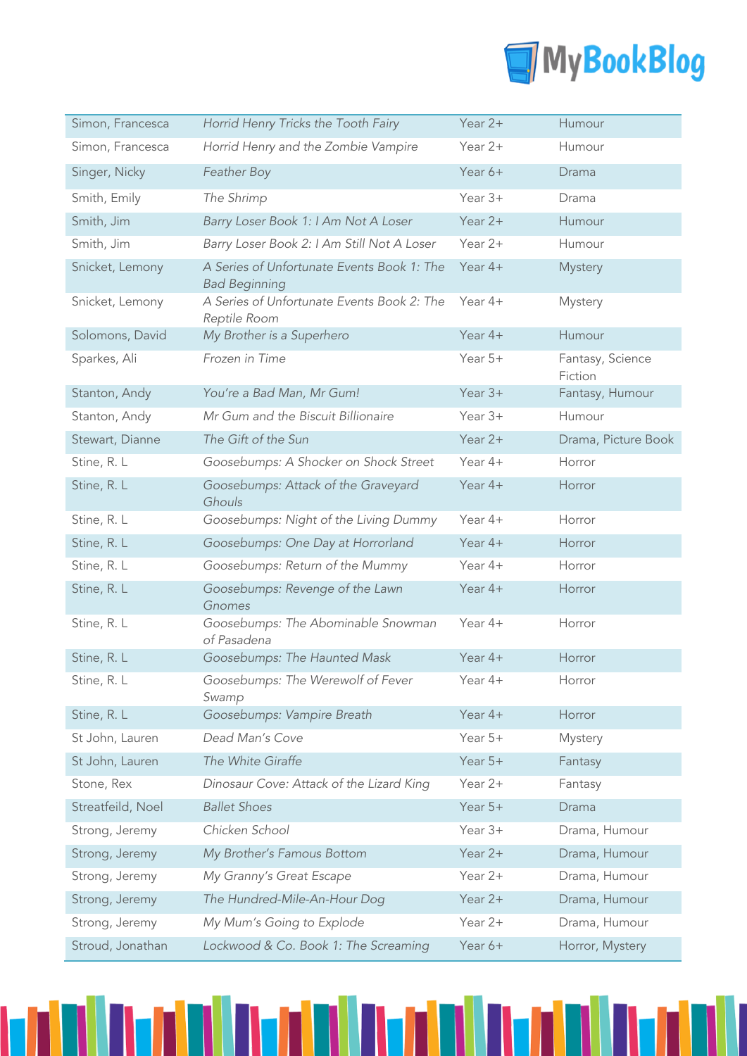| Simon, Francesca | *Horrid Henry Tricks the Tooth Fairy* | Year 2+ | Humour |
|---|---|---|---|
| Simon, Francesca | *Horrid Henry and the Zombie Vampire* | Year 2+ | Humour |
| Singer, Nicky | *Feather Boy* | Year 6+ | Drama |
| Smith, Emily | *The Shrimp* | Year 3+ | Drama |
| Smith, Jim | *Barry Loser Book 1: I Am Not A Loser* | Year 2+ | Humour |
| Smith, Jim | *Barry Loser Book 2: I Am Still Not A Loser* | Year 2+ | Humour |
| Snicket, Lemony | *A Series of Unfortunate Events Book 1: The Bad Beginning* | Year 4+ | Mystery |
| Snicket, Lemony | *A Series of Unfortunate Events Book 2: The Reptile Room* | Year 4+ | Mystery |
| Solomons, David | *My Brother is a Superhero* | Year 4+ | Humour |
| Sparkes, Ali | *Frozen in Time* | Year 5+ | Fantasy, Science Fiction |
| Stanton, Andy | *You're a Bad Man, Mr Gum!* | Year 3+ | Fantasy, Humour |
| Stanton, Andy | *Mr Gum and the Biscuit Billionaire* | Year 3+ | Humour |
| Stewart, Dianne | *The Gift of the Sun* | Year 2+ | Drama, Picture Book |
| Stine, R. L | *Goosebumps: A Shocker on Shock Street* | Year 4+ | Horror |
| Stine, R. L | *Goosebumps: Attack of the Graveyard Ghouls* | Year 4+ | Horror |
| Stine, R. L | *Goosebumps: Night of the Living Dummy* | Year 4+ | Horror |
| Stine, R. L | *Goosebumps: One Day at Horrorland* | Year 4+ | Horror |
| Stine, R. L | *Goosebumps: Return of the Mummy* | Year 4+ | Horror |
| Stine, R. L | *Goosebumps: Revenge of the Lawn Gnomes* | Year 4+ | Horror |
| Stine, R. L | *Goosebumps: The Abominable Snowman of Pasadena* | Year 4+ | Horror |
| Stine, R. L | *Goosebumps: The Haunted Mask* | Year 4+ | Horror |
| Stine, R. L | *Goosebumps: The Werewolf of Fever Swamp* | Year 4+ | Horror |
| Stine, R. L | *Goosebumps: Vampire Breath* | Year 4+ | Horror |
| St John, Lauren | *Dead Man's Cove* | Year 5+ | Mystery |
| St John, Lauren | *The White Giraffe* | Year 5+ | Fantasy |
| Stone, Rex | *Dinosaur Cove: Attack of the Lizard King* | Year 2+ | Fantasy |
| Streatfeild, Noel | *Ballet Shoes* | Year 5+ | Drama |
| Strong, Jeremy | *Chicken School* | Year 3+ | Drama, Humour |
| Strong, Jeremy | *My Brother's Famous Bottom* | Year 2+ | Drama, Humour |
| Strong, Jeremy | *My Granny's Great Escape* | Year 2+ | Drama, Humour |
| Strong, Jeremy | *The Hundred-Mile-An-Hour Dog* | Year 2+ | Drama, Humour |
| Strong, Jeremy | *My Mum's Going to Explode* | Year 2+ | Drama, Humour |
| Stroud, Jonathan | *Lockwood & Co. Book 1: The Screaming* | Year 6+ | Horror, Mystery |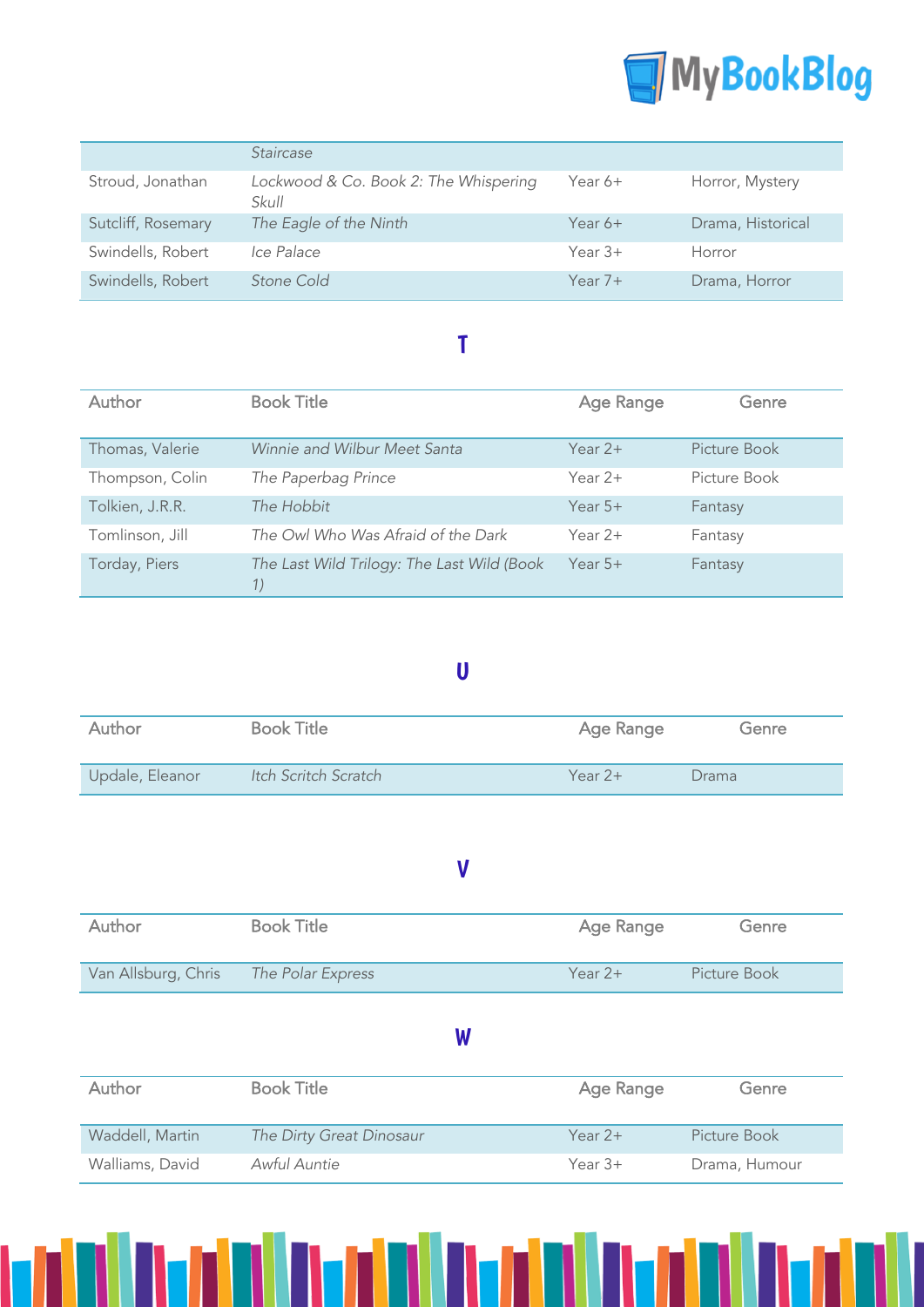| Author | Book Title | Age Range | Genre |
|---|---|---|---|
| | *Staircase* | | |
| Stroud, Jonathan | *Lockwood & Co. Book 2: The Whispering Skull* | Year 6+ | Horror, Mystery |
| Sutcliff, Rosemary | *The Eagle of the Ninth* | Year 6+ | Drama, Historical |
| Swindells, Robert | *Ice Palace* | Year 3+ | Horror |
| Swindells, Robert | *Stone Cold* | Year 7+ | Drama, Horror |

## T

| Author | Book Title | Age Range | Genre |
|---|---|---|---|
| Thomas, Valerie | *Winnie and Wilbur Meet Santa* | Year 2+ | Picture Book |
| Thompson, Colin | *The Paperbag Prince* | Year 2+ | Picture Book |
| Tolkien, J.R.R. | *The Hobbit* | Year 5+ | Fantasy |
| Tomlinson, Jill | *The Owl Who Was Afraid of the Dark* | Year 2+ | Fantasy |
| Torday, Piers | *The Last Wild Trilogy: The Last Wild (Book 1)* | Year 5+ | Fantasy |

## U

| Author | Book Title | Age Range | Genre |
|---|---|---|---|
| Updale, Eleanor | *Itch Scritch Scratch* | Year 2+ | Drama |

## V

| Author | Book Title | Age Range | Genre |
|---|---|---|---|
| Van Allsburg, Chris | *The Polar Express* | Year 2+ | Picture Book |

## W

| Author | Book Title | Age Range | Genre |
|---|---|---|---|
| Waddell, Martin | *The Dirty Great Dinosaur* | Year 2+ | Picture Book |
| Walliams, David | *Awful Auntie* | Year 3+ | Drama, Humour |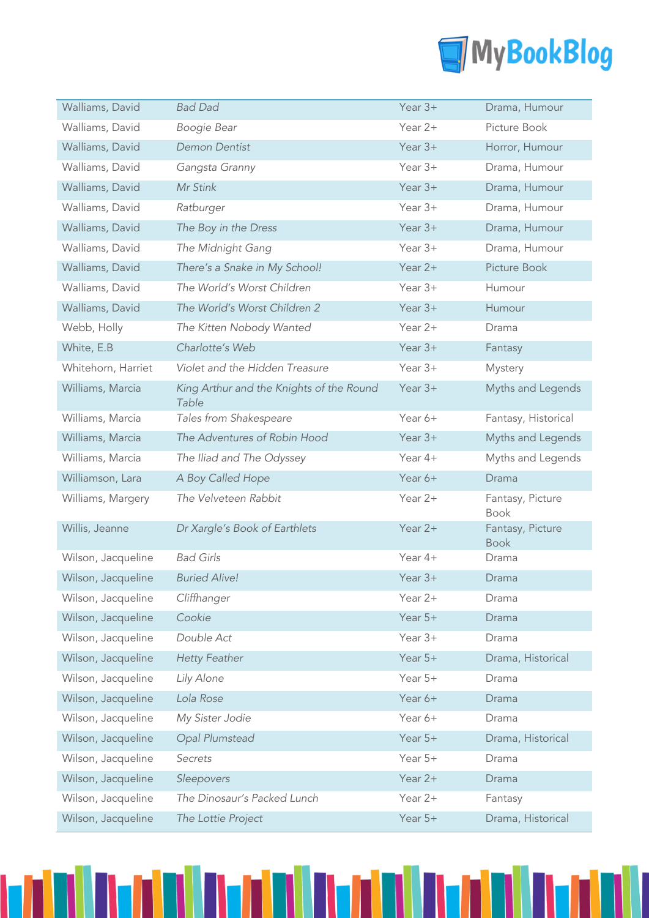| | | | |
|---|---|---|---|
| Walliams, David | *Bad Dad* | Year 3+ | Drama, Humour |
| Walliams, David | *Boogie Bear* | Year 2+ | Picture Book |
| Walliams, David | *Demon Dentist* | Year 3+ | Horror, Humour |
| Walliams, David | *Gangsta Granny* | Year 3+ | Drama, Humour |
| Walliams, David | *Mr Stink* | Year 3+ | Drama, Humour |
| Walliams, David | *Ratburger* | Year 3+ | Drama, Humour |
| Walliams, David | *The Boy in the Dress* | Year 3+ | Drama, Humour |
| Walliams, David | *The Midnight Gang* | Year 3+ | Drama, Humour |
| Walliams, David | *There's a Snake in My School!* | Year 2+ | Picture Book |
| Walliams, David | *The World's Worst Children* | Year 3+ | Humour |
| Walliams, David | *The World's Worst Children 2* | Year 3+ | Humour |
| Webb, Holly | *The Kitten Nobody Wanted* | Year 2+ | Drama |
| White, E.B | *Charlotte's Web* | Year 3+ | Fantasy |
| Whitehorn, Harriet | *Violet and the Hidden Treasure* | Year 3+ | Mystery |
| Williams, Marcia | *King Arthur and the Knights of the Round Table* | Year 3+ | Myths and Legends |
| Williams, Marcia | *Tales from Shakespeare* | Year 6+ | Fantasy, Historical |
| Williams, Marcia | *The Adventures of Robin Hood* | Year 3+ | Myths and Legends |
| Williams, Marcia | *The Iliad and The Odyssey* | Year 4+ | Myths and Legends |
| Williamson, Lara | *A Boy Called Hope* | Year 6+ | Drama |
| Williams, Margery | *The Velveteen Rabbit* | Year 2+ | Fantasy, Picture Book |
| Willis, Jeanne | *Dr Xargle's Book of Earthlets* | Year 2+ | Fantasy, Picture Book |
| Wilson, Jacqueline | *Bad Girls* | Year 4+ | Drama |
| Wilson, Jacqueline | *Buried Alive!* | Year 3+ | Drama |
| Wilson, Jacqueline | *Cliffhanger* | Year 2+ | Drama |
| Wilson, Jacqueline | *Cookie* | Year 5+ | Drama |
| Wilson, Jacqueline | *Double Act* | Year 3+ | Drama |
| Wilson, Jacqueline | *Hetty Feather* | Year 5+ | Drama, Historical |
| Wilson, Jacqueline | *Lily Alone* | Year 5+ | Drama |
| Wilson, Jacqueline | *Lola Rose* | Year 6+ | Drama |
| Wilson, Jacqueline | *My Sister Jodie* | Year 6+ | Drama |
| Wilson, Jacqueline | *Opal Plumstead* | Year 5+ | Drama, Historical |
| Wilson, Jacqueline | *Secrets* | Year 5+ | Drama |
| Wilson, Jacqueline | *Sleepovers* | Year 2+ | Drama |
| Wilson, Jacqueline | *The Dinosaur's Packed Lunch* | Year 2+ | Fantasy |
| Wilson, Jacqueline | *The Lottie Project* | Year 5+ | Drama, Historical |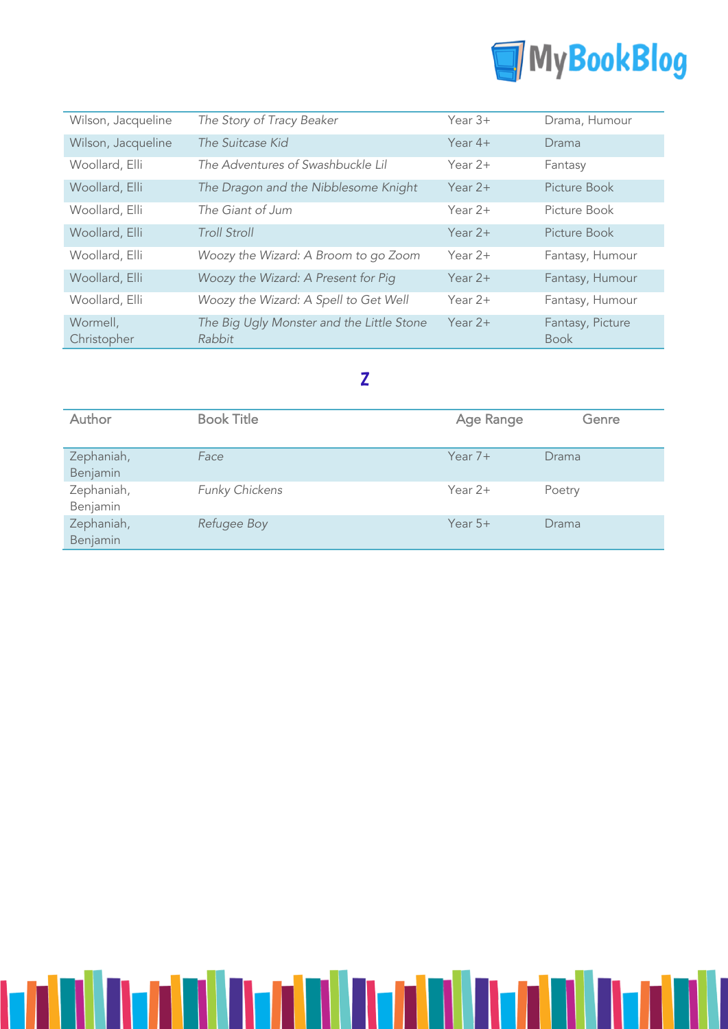| | | | |
|---|---|---|---|
| Wilson, Jacqueline | *The Story of Tracy Beaker* | Year 3+ | Drama, Humour |
| Wilson, Jacqueline | *The Suitcase Kid* | Year 4+ | Drama |
| Woollard, Elli | *The Adventures of Swashbuckle Lil* | Year 2+ | Fantasy |
| Woollard, Elli | *The Dragon and the Nibblesome Knight* | Year 2+ | Picture Book |
| Woollard, Elli | *The Giant of Jum* | Year 2+ | Picture Book |
| Woollard, Elli | *Troll Stroll* | Year 2+ | Picture Book |
| Woollard, Elli | *Woozy the Wizard: A Broom to go Zoom* | Year 2+ | Fantasy, Humour |
| Woollard, Elli | *Woozy the Wizard: A Present for Pig* | Year 2+ | Fantasy, Humour |
| Woollard, Elli | *Woozy the Wizard: A Spell to Get Well* | Year 2+ | Fantasy, Humour |
| Wormell, Christopher | *The Big Ugly Monster and the Little Stone Rabbit* | Year 2+ | Fantasy, Picture Book |

## Z

| Author | Book Title | Age Range | Genre |
|---|---|---|---|
| Zephaniah, Benjamin | *Face* | Year 7+ | Drama |
| Zephaniah, Benjamin | *Funky Chickens* | Year 2+ | Poetry |
| Zephaniah, Benjamin | *Refugee Boy* | Year 5+ | Drama |